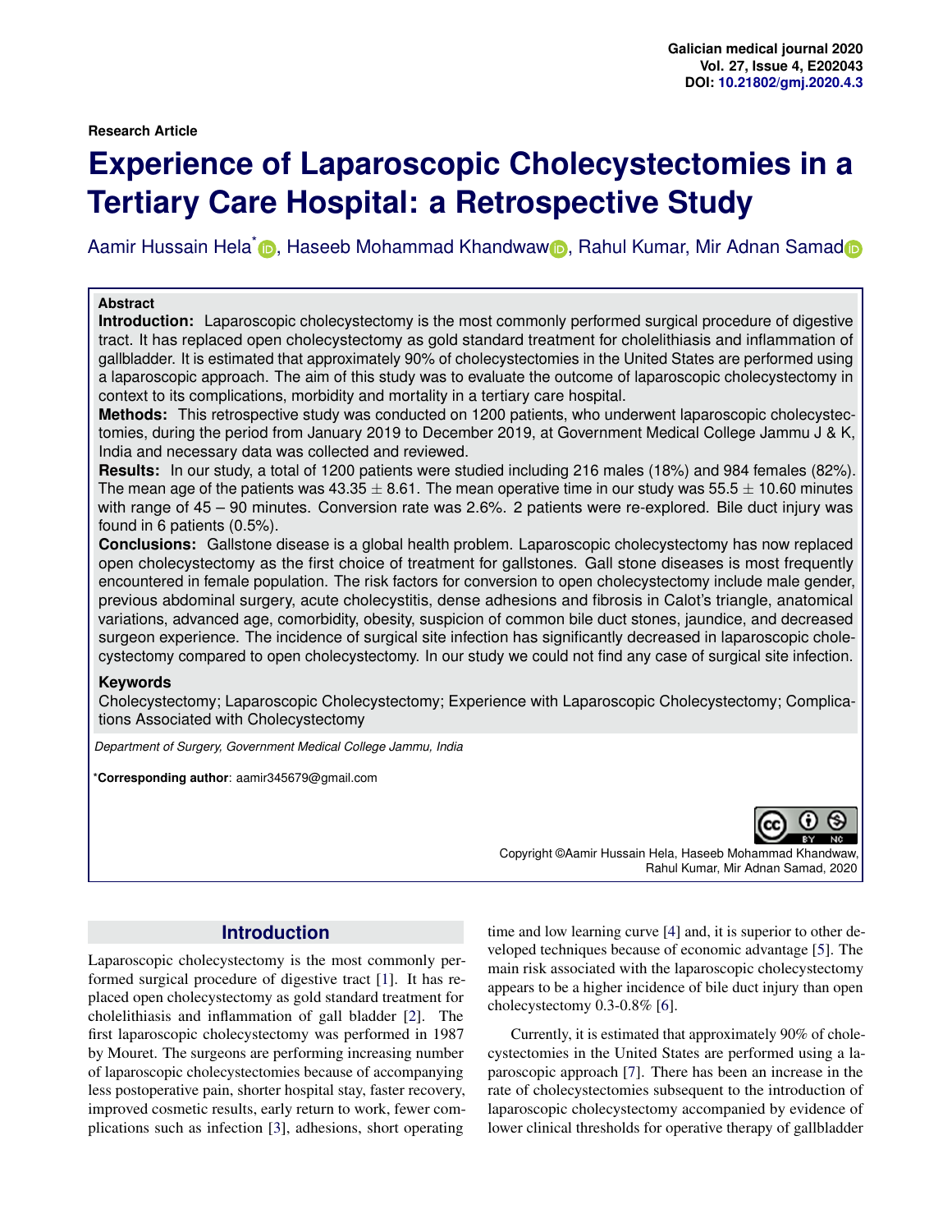Research Article

# Experience of Laparoscopic Cholecystectomies in a Tertiary Care Hospital: a Retrospective Study

Aamir Hussain Hela*, Haseeb Mohammad Khandwaw, Rahul Kumar, Mir Adnan Samad

**Abstract**

**Introduction:** Laparoscopic cholecystectomy is the most commonly performed surgical procedure of digestive tract. It has replaced open cholecystectomy as gold standard treatment for cholelithiasis and inflammation of gallbladder. It is estimated that approximately 90% of cholecystectomies in the United States are performed using a laparoscopic approach. The aim of this study was to evaluate the outcome of laparoscopic cholecystectomy in context to its complications, morbidity and mortality in a tertiary care hospital.

**Methods:** This retrospective study was conducted on 1200 patients, who underwent laparoscopic cholecystectomies, during the period from January 2019 to December 2019, at Government Medical College Jammu J & K, India and necessary data was collected and reviewed.

**Results:** In our study, a total of 1200 patients were studied including 216 males (18%) and 984 females (82%). The mean age of the patients was $43.35 \pm 8.61$. The mean operative time in our study was $55.5 \pm 10.60$ minutes with range of 45 – 90 minutes. Conversion rate was 2.6%. 2 patients were re-explored. Bile duct injury was found in 6 patients (0.5%).

**Conclusions:** Gallstone disease is a global health problem. Laparoscopic cholecystectomy has now replaced open cholecystectomy as the first choice of treatment for gallstones. Gall stone diseases is most frequently encountered in female population. The risk factors for conversion to open cholecystectomy include male gender, previous abdominal surgery, acute cholecystitis, dense adhesions and fibrosis in Calot's triangle, anatomical variations, advanced age, comorbidity, obesity, suspicion of common bile duct stones, jaundice, and decreased surgeon experience. The incidence of surgical site infection has significantly decreased in laparoscopic cholecystectomy compared to open cholecystectomy. In our study we could not find any case of surgical site infection.

**Keywords**

Cholecystectomy; Laparoscopic Cholecystectomy; Experience with Laparoscopic Cholecystectomy; Complications Associated with Cholecystectomy

*Department of Surgery, Government Medical College Jammu, India*

***Corresponding author**: aamir345679@gmail.com

Copyright ©Aamir Hussain Hela, Haseeb Mohammad Khandwaw, Rahul Kumar, Mir Adnan Samad, 2020

## Introduction

Laparoscopic cholecystectomy is the most commonly performed surgical procedure of digestive tract [1]. It has replaced open cholecystectomy as gold standard treatment for cholelithiasis and inflammation of gall bladder [2]. The first laparoscopic cholecystectomy was performed in 1987 by Mouret. The surgeons are performing increasing number of laparoscopic cholecystectomies because of accompanying less postoperative pain, shorter hospital stay, faster recovery, improved cosmetic results, early return to work, fewer complications such as infection [3], adhesions, short operating time and low learning curve [4] and, it is superior to other developed techniques because of economic advantage [5]. The main risk associated with the laparoscopic cholecystectomy appears to be a higher incidence of bile duct injury than open cholecystectomy 0.3-0.8% [6].

Currently, it is estimated that approximately 90% of cholecystectomies in the United States are performed using a laparoscopic approach [7]. There has been an increase in the rate of cholecystectomies subsequent to the introduction of laparoscopic cholecystectomy accompanied by evidence of lower clinical thresholds for operative therapy of gallbladder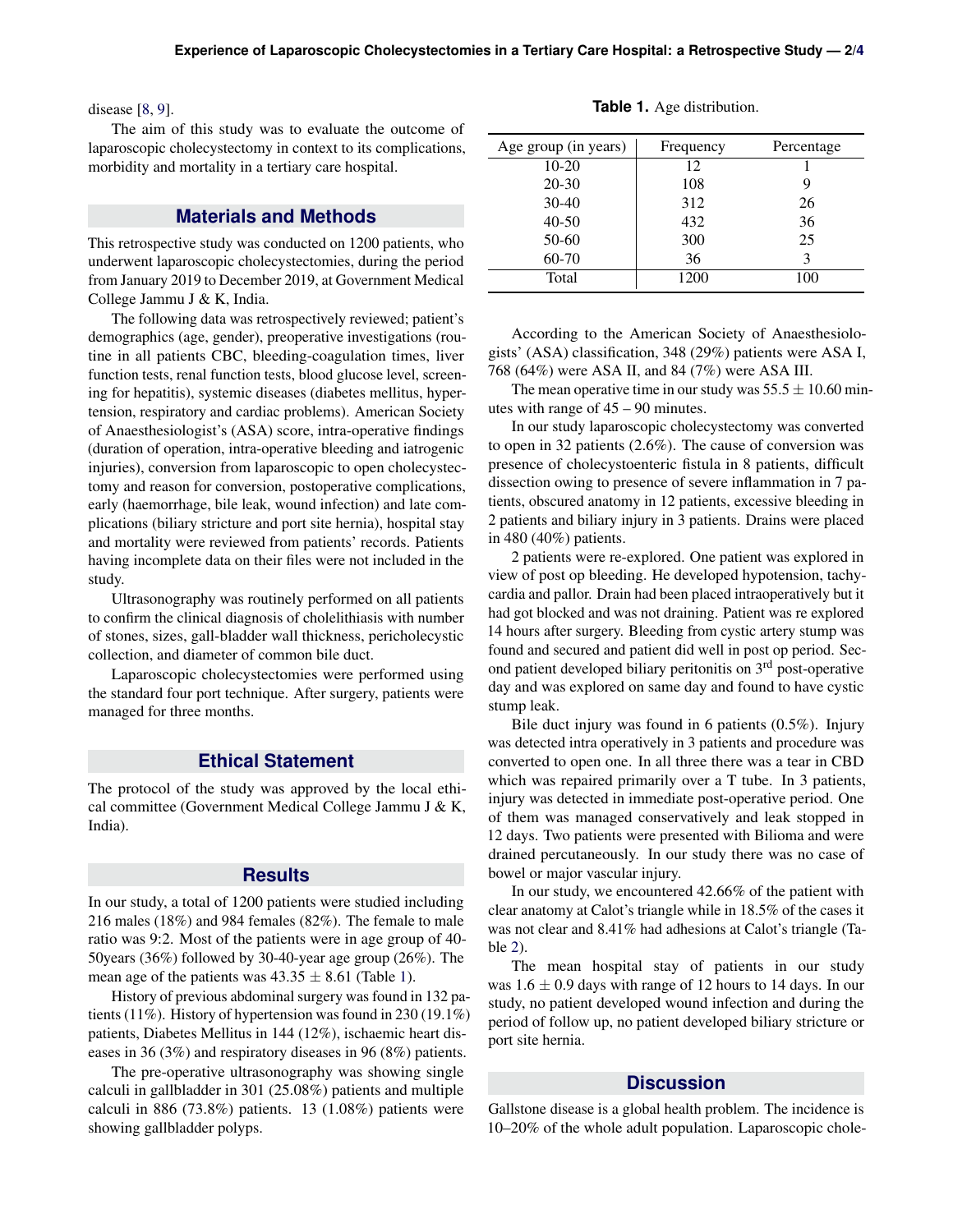disease [8, 9].

The aim of this study was to evaluate the outcome of laparoscopic cholecystectomy in context to its complications, morbidity and mortality in a tertiary care hospital.

## Materials and Methods

This retrospective study was conducted on 1200 patients, who underwent laparoscopic cholecystectomies, during the period from January 2019 to December 2019, at Government Medical College Jammu J & K, India.

The following data was retrospectively reviewed; patient's demographics (age, gender), preoperative investigations (routine in all patients CBC, bleeding-coagulation times, liver function tests, renal function tests, blood glucose level, screening for hepatitis), systemic diseases (diabetes mellitus, hypertension, respiratory and cardiac problems). American Society of Anaesthesiologist's (ASA) score, intra-operative findings (duration of operation, intra-operative bleeding and iatrogenic injuries), conversion from laparoscopic to open cholecystectomy and reason for conversion, postoperative complications, early (haemorrhage, bile leak, wound infection) and late complications (biliary stricture and port site hernia), hospital stay and mortality were reviewed from patients' records. Patients having incomplete data on their files were not included in the study.

Ultrasonography was routinely performed on all patients to confirm the clinical diagnosis of cholelithiasis with number of stones, sizes, gall-bladder wall thickness, pericholecystic collection, and diameter of common bile duct.

Laparoscopic cholecystectomies were performed using the standard four port technique. After surgery, patients were managed for three months.

## Ethical Statement

The protocol of the study was approved by the local ethical committee (Government Medical College Jammu J & K, India).

## Results

In our study, a total of 1200 patients were studied including 216 males (18%) and 984 females (82%). The female to male ratio was 9:2. Most of the patients were in age group of 40-50years (36%) followed by 30-40-year age group (26%). The mean age of the patients was $43.35 \pm 8.61$ (Table 1).

**Table 1.** Age distribution.

| Age group (in years) | Frequency | Percentage |
|---|---|---|
| 10-20 | 12 | 1 |
| 20-30 | 108 | 9 |
| 30-40 | 312 | 26 |
| 40-50 | 432 | 36 |
| 50-60 | 300 | 25 |
| 60-70 | 36 | 3 |
| Total | 1200 | 100 |

History of previous abdominal surgery was found in 132 patients (11%). History of hypertension was found in 230 (19.1%) patients, Diabetes Mellitus in 144 (12%), ischaemic heart diseases in 36 (3%) and respiratory diseases in 96 (8%) patients.

The pre-operative ultrasonography was showing single calculi in gallbladder in 301 (25.08%) patients and multiple calculi in 886 (73.8%) patients. 13 (1.08%) patients were showing gallbladder polyps.

According to the American Society of Anaesthesiologists' (ASA) classification, 348 (29%) patients were ASA I, 768 (64%) were ASA II, and 84 (7%) were ASA III.

The mean operative time in our study was $55.5 \pm 10.60$ minutes with range of 45 – 90 minutes.

In our study laparoscopic cholecystectomy was converted to open in 32 patients (2.6%). The cause of conversion was presence of cholecystoenteric fistula in 8 patients, difficult dissection owing to presence of severe inflammation in 7 patients, obscured anatomy in 12 patients, excessive bleeding in 2 patients and biliary injury in 3 patients. Drains were placed in 480 (40%) patients.

2 patients were re-explored. One patient was explored in view of post op bleeding. He developed hypotension, tachycardia and pallor. Drain had been placed intraoperatively but it had got blocked and was not draining. Patient was re explored 14 hours after surgery. Bleeding from cystic artery stump was found and secured and patient did well in post op period. Second patient developed biliary peritonitis on 3rd post-operative day and was explored on same day and found to have cystic stump leak.

Bile duct injury was found in 6 patients (0.5%). Injury was detected intra operatively in 3 patients and procedure was converted to open one. In all three there was a tear in CBD which was repaired primarily over a T tube. In 3 patients, injury was detected in immediate post-operative period. One of them was managed conservatively and leak stopped in 12 days. Two patients were presented with Bilioma and were drained percutaneously. In our study there was no case of bowel or major vascular injury.

In our study, we encountered 42.66% of the patient with clear anatomy at Calot's triangle while in 18.5% of the cases it was not clear and 8.41% had adhesions at Calot's triangle (Table 2).

The mean hospital stay of patients in our study was $1.6 \pm 0.9$ days with range of 12 hours to 14 days. In our study, no patient developed wound infection and during the period of follow up, no patient developed biliary stricture or port site hernia.

## Discussion

Gallstone disease is a global health problem. The incidence is 10–20% of the whole adult population. Laparoscopic chole-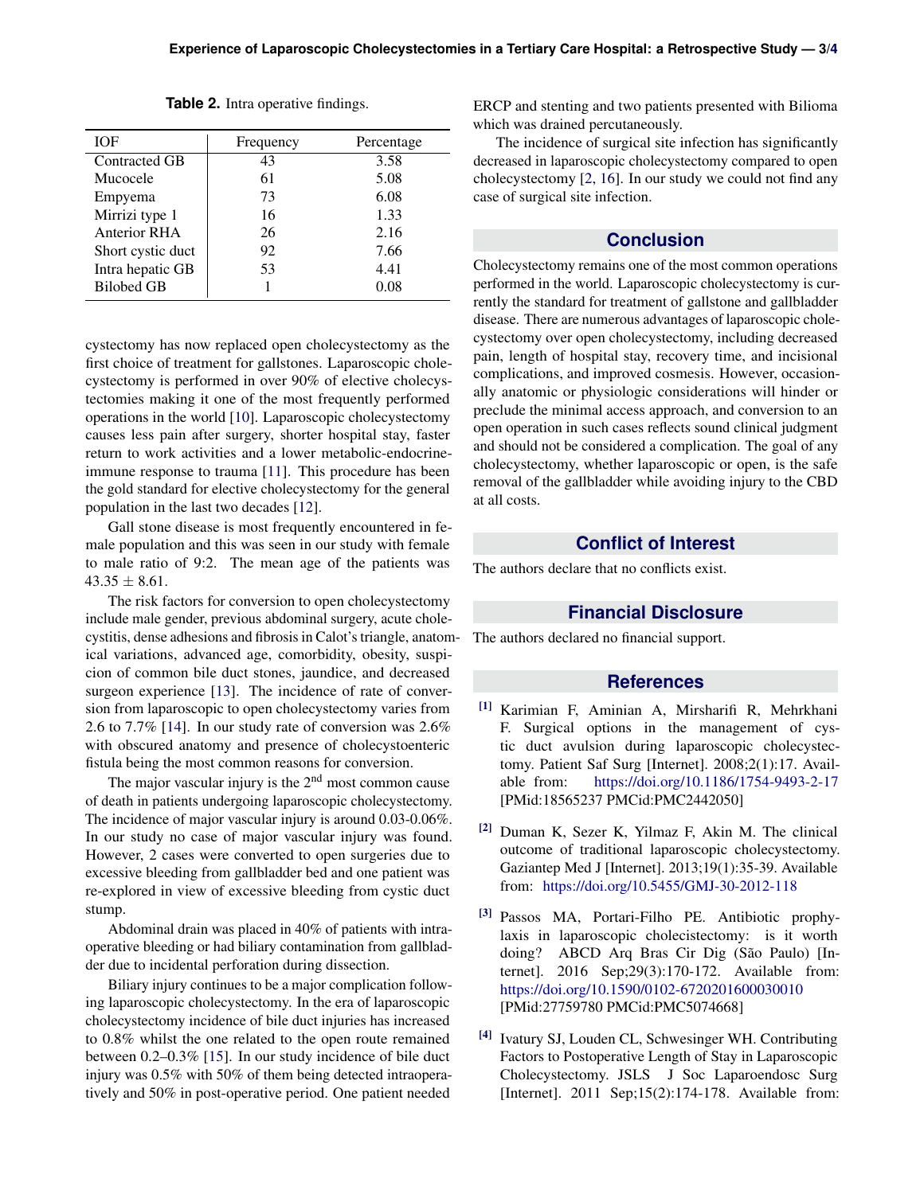**Table 2.** Intra operative findings.

| IOF | Frequency | Percentage |
|---|---|---|
| Contracted GB | 43 | 3.58 |
| Mucocele | 61 | 5.08 |
| Empyema | 73 | 6.08 |
| Mirrizi type 1 | 16 | 1.33 |
| Anterior RHA | 26 | 2.16 |
| Short cystic duct | 92 | 7.66 |
| Intra hepatic GB | 53 | 4.41 |
| Bilobed GB | 1 | 0.08 |

cystectomy has now replaced open cholecystectomy as the first choice of treatment for gallstones. Laparoscopic cholecystectomy is performed in over 90% of elective cholecystectomies making it one of the most frequently performed operations in the world [10]. Laparoscopic cholecystectomy causes less pain after surgery, shorter hospital stay, faster return to work activities and a lower metabolic-endocrine-immune response to trauma [11]. This procedure has been the gold standard for elective cholecystectomy for the general population in the last two decades [12].

Gall stone disease is most frequently encountered in female population and this was seen in our study with female to male ratio of 9:2. The mean age of the patients was $43.35 \pm 8.61$.

The risk factors for conversion to open cholecystectomy include male gender, previous abdominal surgery, acute cholecystitis, dense adhesions and fibrosis in Calot's triangle, anatomical variations, advanced age, comorbidity, obesity, suspicion of common bile duct stones, jaundice, and decreased surgeon experience [13]. The incidence of rate of conversion from laparoscopic to open cholecystectomy varies from 2.6 to 7.7% [14]. In our study rate of conversion was 2.6% with obscured anatomy and presence of cholecystoenteric fistula being the most common reasons for conversion.

The major vascular injury is the 2$^{nd}$ most common cause of death in patients undergoing laparoscopic cholecystectomy. The incidence of major vascular injury is around 0.03-0.06%. In our study no case of major vascular injury was found. However, 2 cases were converted to open surgeries due to excessive bleeding from gallbladder bed and one patient was re-explored in view of excessive bleeding from cystic duct stump.

Abdominal drain was placed in 40% of patients with intraoperative bleeding or had biliary contamination from gallbladder due to incidental perforation during dissection.

Biliary injury continues to be a major complication following laparoscopic cholecystectomy. In the era of laparoscopic cholecystectomy incidence of bile duct injuries has increased to 0.8% whilst the one related to the open route remained between 0.2–0.3% [15]. In our study incidence of bile duct injury was 0.5% with 50% of them being detected intraoperatively and 50% in post-operative period. One patient needed ERCP and stenting and two patients presented with Bilioma which was drained percutaneously.

The incidence of surgical site infection has significantly decreased in laparoscopic cholecystectomy compared to open cholecystectomy [2, 16]. In our study we could not find any case of surgical site infection.

## Conclusion

Cholecystectomy remains one of the most common operations performed in the world. Laparoscopic cholecystectomy is currently the standard for treatment of gallstone and gallbladder disease. There are numerous advantages of laparoscopic cholecystectomy over open cholecystectomy, including decreased pain, length of hospital stay, recovery time, and incisional complications, and improved cosmesis. However, occasionally anatomic or physiologic considerations will hinder or preclude the minimal access approach, and conversion to an open operation in such cases reflects sound clinical judgment and should not be considered a complication. The goal of any cholecystectomy, whether laparoscopic or open, is the safe removal of the gallbladder while avoiding injury to the CBD at all costs.

## Conflict of Interest

The authors declare that no conflicts exist.

## Financial Disclosure

The authors declared no financial support.

## References

[1] Karimian F, Aminian A, Mirsharifi R, Mehrkhani F. Surgical options in the management of cystic duct avulsion during laparoscopic cholecystectomy. Patient Saf Surg [Internet]. 2008;2(1):17. Available from: https://doi.org/10.1186/1754-9493-2-17 [PMid:18565237 PMCid:PMC2442050]

[2] Duman K, Sezer K, Yilmaz F, Akin M. The clinical outcome of traditional laparoscopic cholecystectomy. Gaziantep Med J [Internet]. 2013;19(1):35-39. Available from: https://doi.org/10.5455/GMJ-30-2012-118

[3] Passos MA, Portari-Filho PE. Antibiotic prophylaxis in laparoscopic cholecistectomy: is it worth doing? ABCD Arq Bras Cir Dig (São Paulo) [Internet]. 2016 Sep;29(3):170-172. Available from: https://doi.org/10.1590/0102-6720201600030010 [PMid:27759780 PMCid:PMC5074668]

[4] Ivatury SJ, Louden CL, Schwesinger WH. Contributing Factors to Postoperative Length of Stay in Laparoscopic Cholecystectomy. JSLS J Soc Laparoendosc Surg [Internet]. 2011 Sep;15(2):174-178. Available from: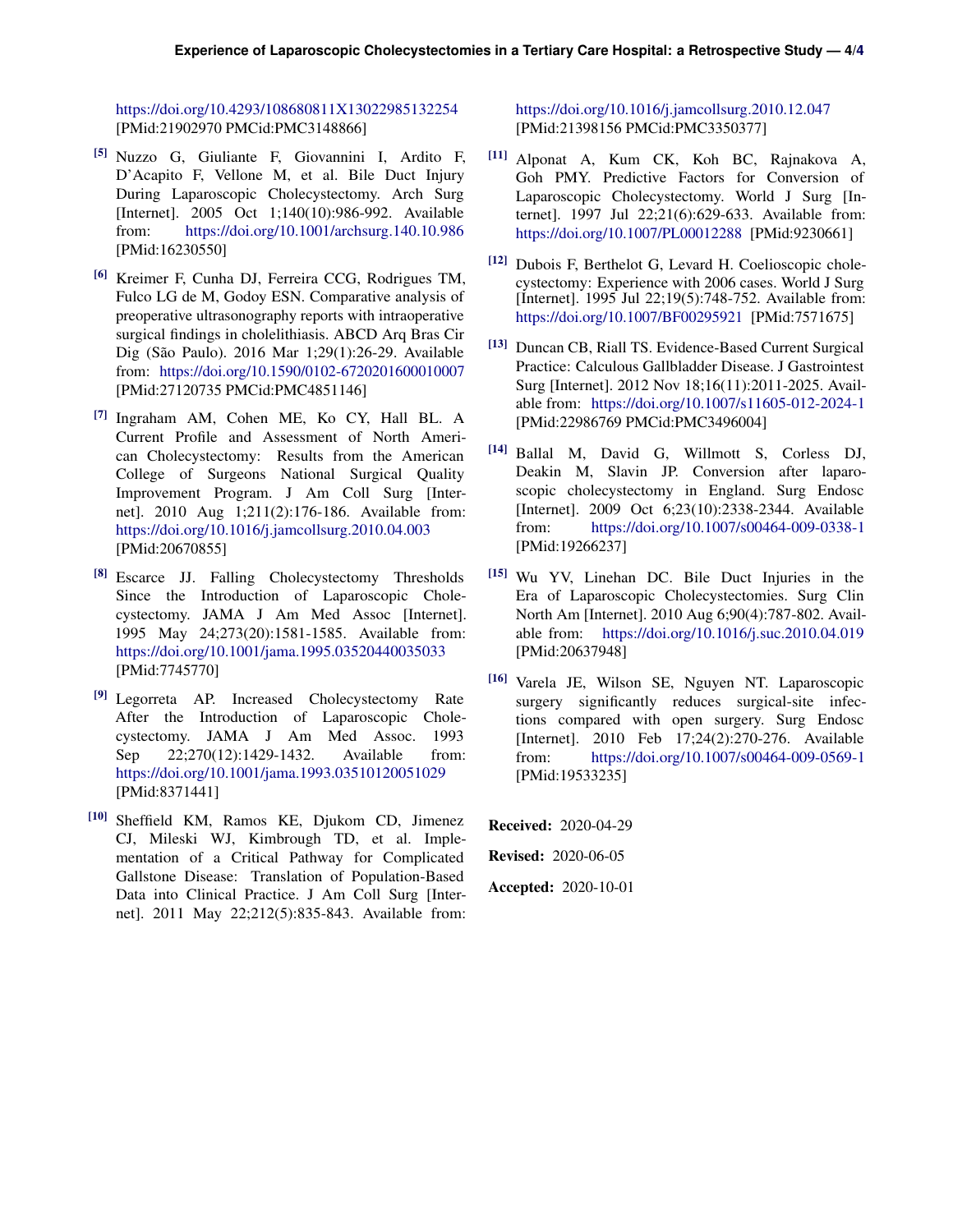https://doi.org/10.4293/108680811X13022985132254 [PMid:21902970 PMCid:PMC3148866]

[5] Nuzzo G, Giuliante F, Giovannini I, Ardito F, D'Acapito F, Vellone M, et al. Bile Duct Injury During Laparoscopic Cholecystectomy. Arch Surg [Internet]. 2005 Oct 1;140(10):986-992. Available from: https://doi.org/10.1001/archsurg.140.10.986 [PMid:16230550]

[6] Kreimer F, Cunha DJ, Ferreira CCG, Rodrigues TM, Fulco LG de M, Godoy ESN. Comparative analysis of preoperative ultrasonography reports with intraoperative surgical findings in cholelithiasis. ABCD Arq Bras Cir Dig (São Paulo). 2016 Mar 1;29(1):26-29. Available from: https://doi.org/10.1590/0102-6720201600010007 [PMid:27120735 PMCid:PMC4851146]

[7] Ingraham AM, Cohen ME, Ko CY, Hall BL. A Current Profile and Assessment of North American Cholecystectomy: Results from the American College of Surgeons National Surgical Quality Improvement Program. J Am Coll Surg [Internet]. 2010 Aug 1;211(2):176-186. Available from: https://doi.org/10.1016/j.jamcollsurg.2010.04.003 [PMid:20670855]

[8] Escarce JJ. Falling Cholecystectomy Thresholds Since the Introduction of Laparoscopic Cholecystectomy. JAMA J Am Med Assoc [Internet]. 1995 May 24;273(20):1581-1585. Available from: https://doi.org/10.1001/jama.1995.03520440035033 [PMid:7745770]

[9] Legorreta AP. Increased Cholecystectomy Rate After the Introduction of Laparoscopic Cholecystectomy. JAMA J Am Med Assoc. 1993 Sep 22;270(12):1429-1432. Available from: https://doi.org/10.1001/jama.1993.03510120051029 [PMid:8371441]

[10] Sheffield KM, Ramos KE, Djukom CD, Jimenez CJ, Mileski WJ, Kimbrough TD, et al. Implementation of a Critical Pathway for Complicated Gallstone Disease: Translation of Population-Based Data into Clinical Practice. J Am Coll Surg [Internet]. 2011 May 22;212(5):835-843. Available from: https://doi.org/10.1016/j.jamcollsurg.2010.12.047 [PMid:21398156 PMCid:PMC3350377]

[11] Alponat A, Kum CK, Koh BC, Rajnakova A, Goh PMY. Predictive Factors for Conversion of Laparoscopic Cholecystectomy. World J Surg [Internet]. 1997 Jul 22;21(6):629-633. Available from: https://doi.org/10.1007/PL00012288 [PMid:9230661]

[12] Dubois F, Berthelot G, Levard H. Coelioscopic cholecystectomy: Experience with 2006 cases. World J Surg [Internet]. 1995 Jul 22;19(5):748-752. Available from: https://doi.org/10.1007/BF00295921 [PMid:7571675]

[13] Duncan CB, Riall TS. Evidence-Based Current Surgical Practice: Calculous Gallbladder Disease. J Gastrointest Surg [Internet]. 2012 Nov 18;16(11):2011-2025. Available from: https://doi.org/10.1007/s11605-012-2024-1 [PMid:22986769 PMCid:PMC3496004]

[14] Ballal M, David G, Willmott S, Corless DJ, Deakin M, Slavin JP. Conversion after laparoscopic cholecystectomy in England. Surg Endosc [Internet]. 2009 Oct 6;23(10):2338-2344. Available from: https://doi.org/10.1007/s00464-009-0338-1 [PMid:19266237]

[15] Wu YV, Linehan DC. Bile Duct Injuries in the Era of Laparoscopic Cholecystectomies. Surg Clin North Am [Internet]. 2010 Aug 6;90(4):787-802. Available from: https://doi.org/10.1016/j.suc.2010.04.019 [PMid:20637948]

[16] Varela JE, Wilson SE, Nguyen NT. Laparoscopic surgery significantly reduces surgical-site infections compared with open surgery. Surg Endosc [Internet]. 2010 Feb 17;24(2):270-276. Available from: https://doi.org/10.1007/s00464-009-0569-1 [PMid:19533235]

**Received:** 2020-04-29

**Revised:** 2020-06-05

**Accepted:** 2020-10-01